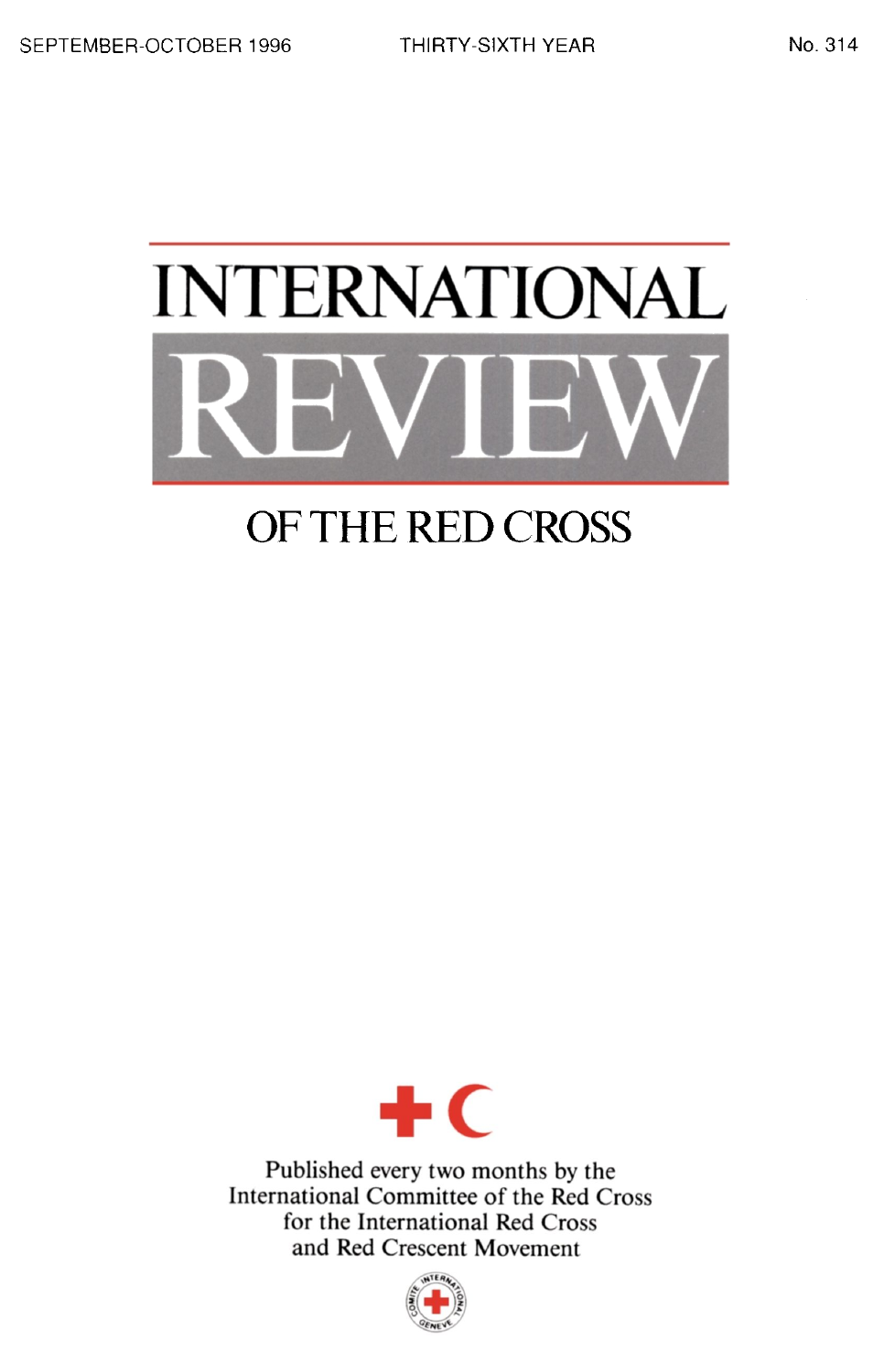SEPTEMBER-OCTOBER 1996 THIRTY-SIXTH YEAR No. 314

# INTERNATIONAL REVIEW OF THE RED CROSS

Published every two months by the International Committee of the Red Cross for the International Red Cross and Red Crescent Movement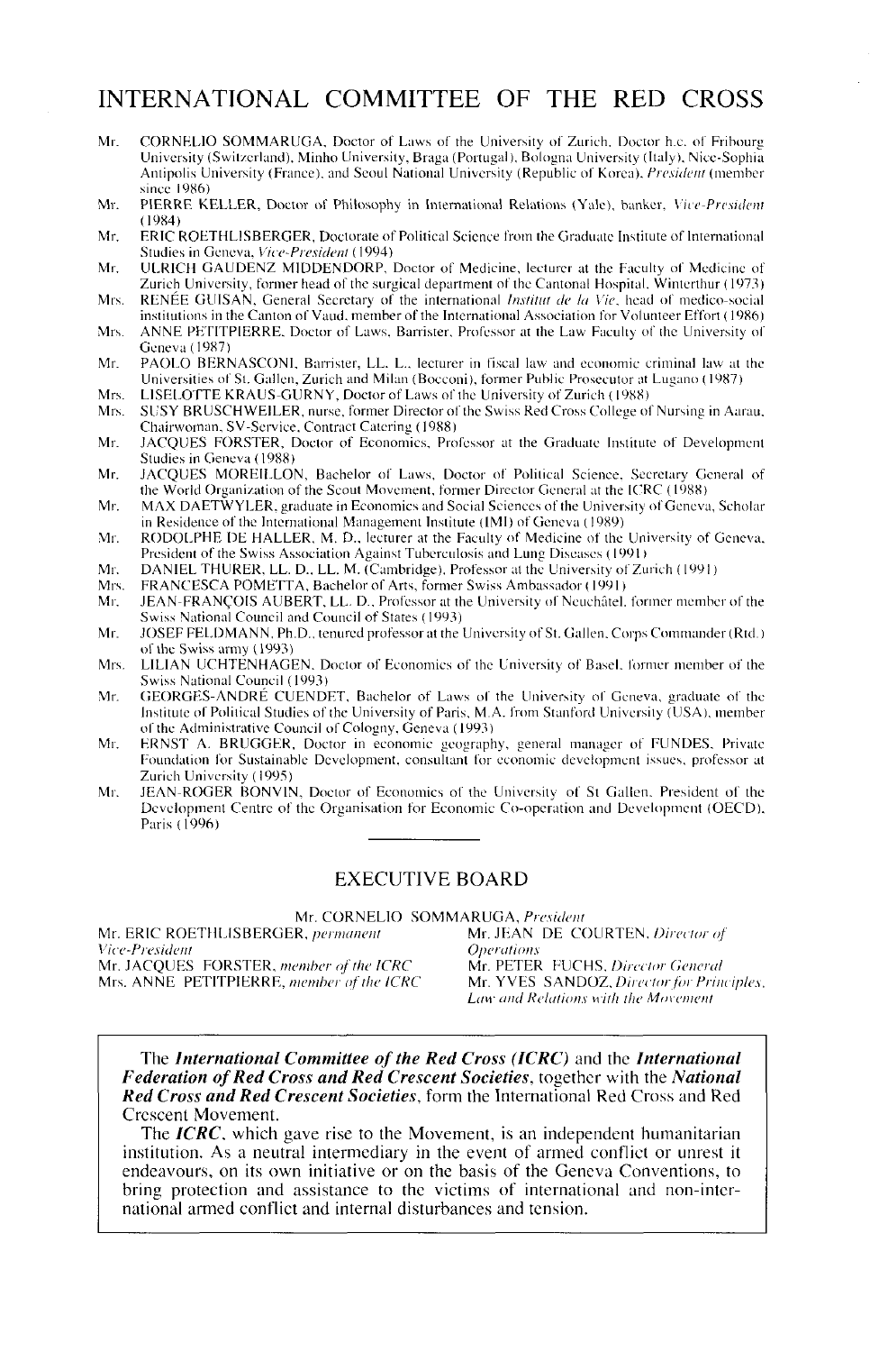# INTERNATIONAL COMMITTEE OF THE RED CROSS

- Mr. CORNELIO SOMMARUGA, Doctor of Laws of the University of Zurich, Doctor h.c. of Fribourg University (Switzerland), Minho University, Braga (Portugal), Bologna University (Italy), Nice-Sophia Antipolis University (France), and Seoul National University (Republic of Korea), *President* (member since 1986)
- Mr. PIERRE KELLER, Doctor of Philosophy in International Relations (Yale), banker, *Vice-President* (1984)
- Mr. ERIC ROETHLISBERGER, Doctorate of Political Science from the Graduate Institute of International Studies in Geneva, *Vice-President* (1994)
- Mr. ULRICH GAUDENZ MIDDENDORP, Doctor of Medicine, lecturer at the Faculty of Medicine of Zurich University, former head of the surgical department of the Cantonal Hospital, Winterthur (1973)
- Mrs. RENÉE GUISAN, General Secretary of the international *Institut de la Vie*, head of medico-social institutions in the Canton of Vaud, member of the International Association for Volunteer Effort (1986)
- Mrs. ANNE PETITPIERRE, Doctor of Laws, Barrister, Professor at the Law Faculty of the University of Geneva (1987)
- Mr. PAOLO BERNASCONI, Barrister, LL. L., lecturer in fiscal law and economic criminal law at the Universities of St. Gallen, Zurich and Milan (Bocconi), former Public Prosecutor at Lugano (1987)
- Mrs. LISELOTTE KRAUS-GURNY, Doctor of Laws of the University of Zurich (1988)
- Mrs. SUSY BRUSCHWEILER, nurse, former Director of the Swiss Red Cross College of Nursing in Aarau, Chairwoman, SV-Service, Contract Catering (1988)
- Mr. JACQUES FORSTER, Doctor of Economics, Professor at the Graduate Institute of Development Studies in Geneva (1988)
- Mr. JACQUES MOREILLON, Bachelor of Laws, Doctor of Political Science, Secretary General of the World Organization of the Scout Movement, former Director General at the ICRC (1988)
- Mr. MAX DAETWYLER, graduate in Economics and Social Sciences of the University of Geneva, Scholar in Residence of the International Management Institute (IMI) of Geneva (1989)
- Mr. RODOLPHE DE HALLER, M. D., lecturer at the Faculty of Medicine of the University of Geneva, President of the Swiss Association Against Tuberculosis and Lung Diseases (1991)
- Mr. DANIEL THURER, LL. D., LL. M. (Cambridge), Professor at the University of Zurich (1991)
- Mrs. FRANCESCA POMETTA, Bachelor of Arts, former Swiss Ambassador (1991)
- Mr. JEAN-FRANÇOIS AUBERT, LL. D., Professor at the University of Neuchâtel, former member of the Swiss National Council and Council of States (1993)
- Mr. JOSEF FELDMANN, Ph.D., tenured professor at the University of St. Gallen, Corps Commander (Rtd.) of the Swiss army (1993)
- Mrs. LILIAN UCHTENHAGEN, Doctor of Economics of the University of Basel, former member of the Swiss National Council (1993)
- Mr. GEORGES-ANDRÉ CUENDET, Bachelor of Laws of the University of Geneva, graduate of the Institute of Political Studies of the University of Paris, M.A. from Stanford University (USA), member of the Administrative Council of Cologny, Geneva (1993)
- Mr. ERNST A. BRUGGER, Doctor in economic geography, general manager of FUNDES, Private Foundation for Sustainable Development, consultant for economic development issues, professor at Zurich University (1995)
- Mr. JEAN-ROGER BONVIN, Doctor of Economics of the University of St Gallen, President of the Development Centre of the Organisation for Economic Co-operation and Development (OECD), Paris (1996)

## EXECUTIVE BOARD

Mr. CORNELIO SOMMARUGA, *President*

Mr. ERIC ROETHLISBERGER, *permanent Vice-President*

Mr. JACQUES FORSTER, *member of the ICRC*

Mrs. ANNE PETITPIERRE, *member of the ICRC*

Mr. JEAN DE COURTEN, *Director of Operations*

Mr. PETER FUCHS, *Director General*

Mr. YVES SANDOZ, *Director for Principles, Law and Relations with the Movement*

---

The ***International Committee of the Red Cross (ICRC)*** and the ***International Federation of Red Cross and Red Crescent Societies***, together with the ***National Red Cross and Red Crescent Societies***, form the International Red Cross and Red Crescent Movement.

The ***ICRC***, which gave rise to the Movement, is an independent humanitarian institution. As a neutral intermediary in the event of armed conflict or unrest it endeavours, on its own initiative or on the basis of the Geneva Conventions, to bring protection and assistance to the victims of international and non-international armed conflict and internal disturbances and tension.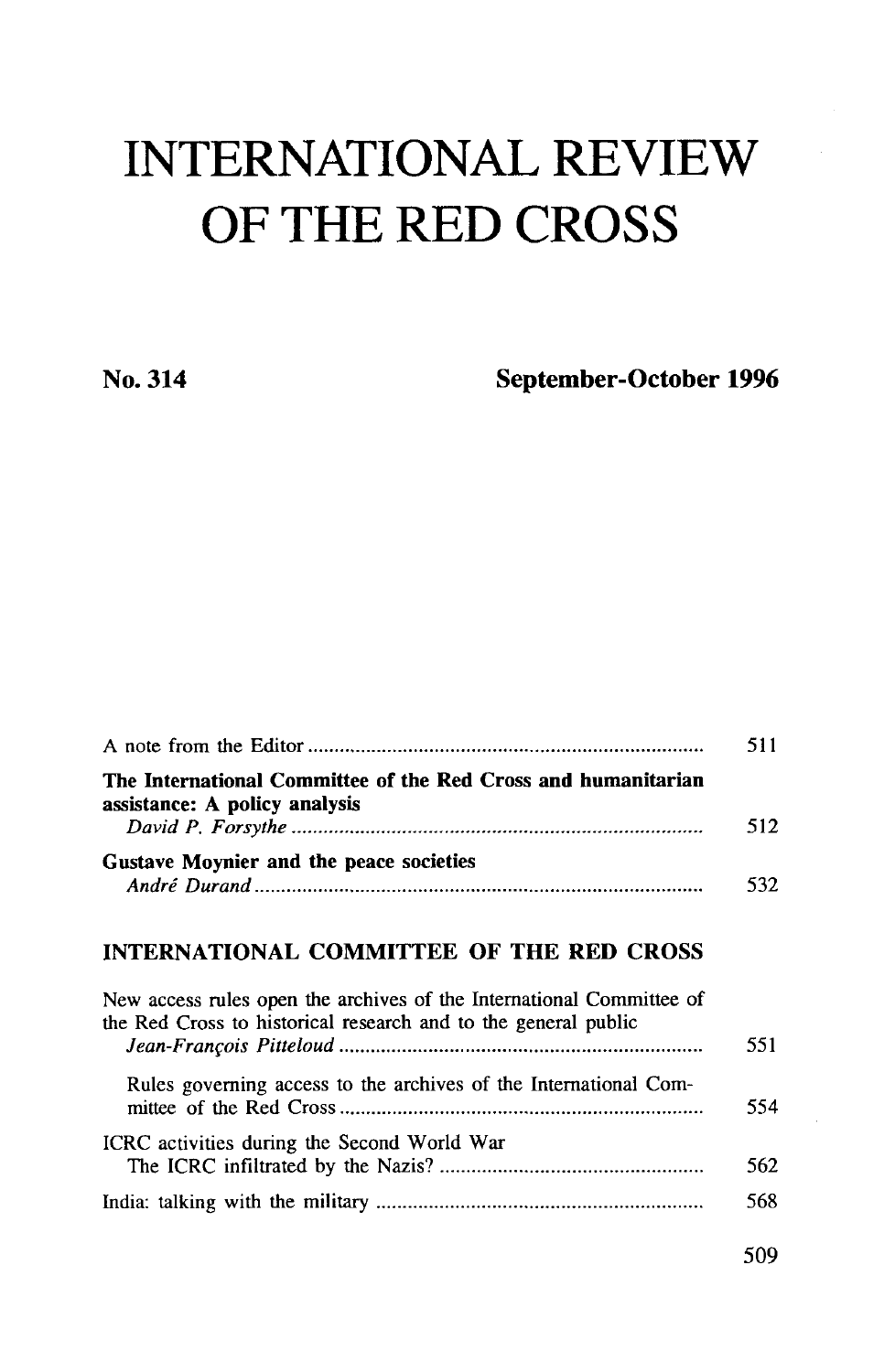# INTERNATIONAL REVIEW OF THE RED CROSS

**No. 314** **September-October 1996**

A note from the Editor .......... 511

**The International Committee of the Red Cross and humanitarian assistance: A policy analysis**
*David P. Forsythe* .......... 512

**Gustave Moynier and the peace societies**
*André Durand* .......... 532

## INTERNATIONAL COMMITTEE OF THE RED CROSS

New access rules open the archives of the International Committee of the Red Cross to historical research and to the general public
*Jean-François Pitteloud* .......... 551

Rules governing access to the archives of the International Committee of the Red Cross .......... 554

ICRC activities during the Second World War
The ICRC infiltrated by the Nazis? .......... 562

India: talking with the military .......... 568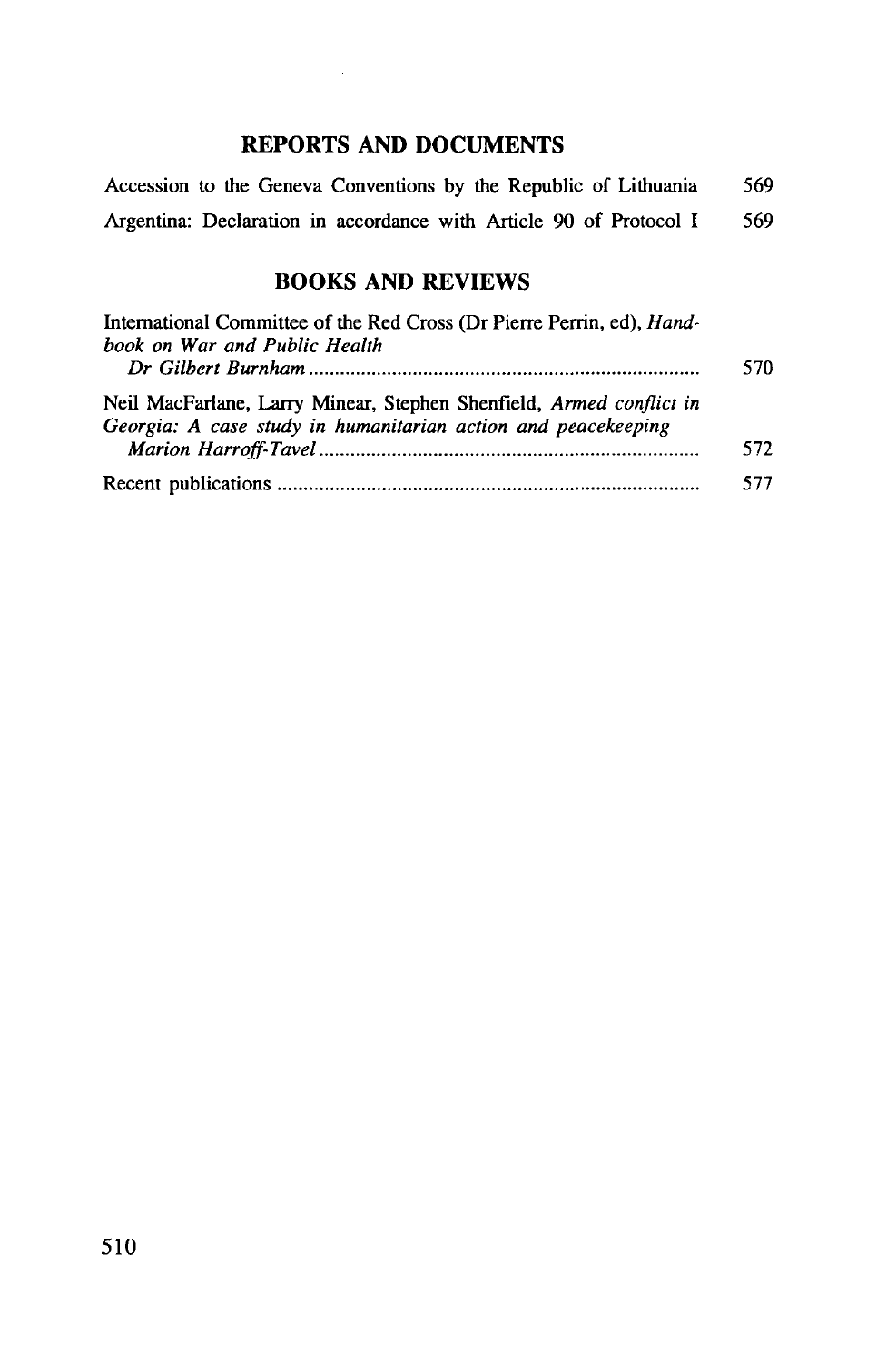## REPORTS AND DOCUMENTS

Accession to the Geneva Conventions by the Republic of Lithuania 569

Argentina: Declaration in accordance with Article 90 of Protocol I 569

## BOOKS AND REVIEWS

International Committee of the Red Cross (Dr Pierre Perrin, ed), *Handbook on War and Public Health*
*Dr Gilbert Burnham* ... 570

Neil MacFarlane, Larry Minear, Stephen Shenfield, *Armed conflict in Georgia: A case study in humanitarian action and peacekeeping*
*Marion Harroff-Tavel* ... 572

Recent publications ... 577